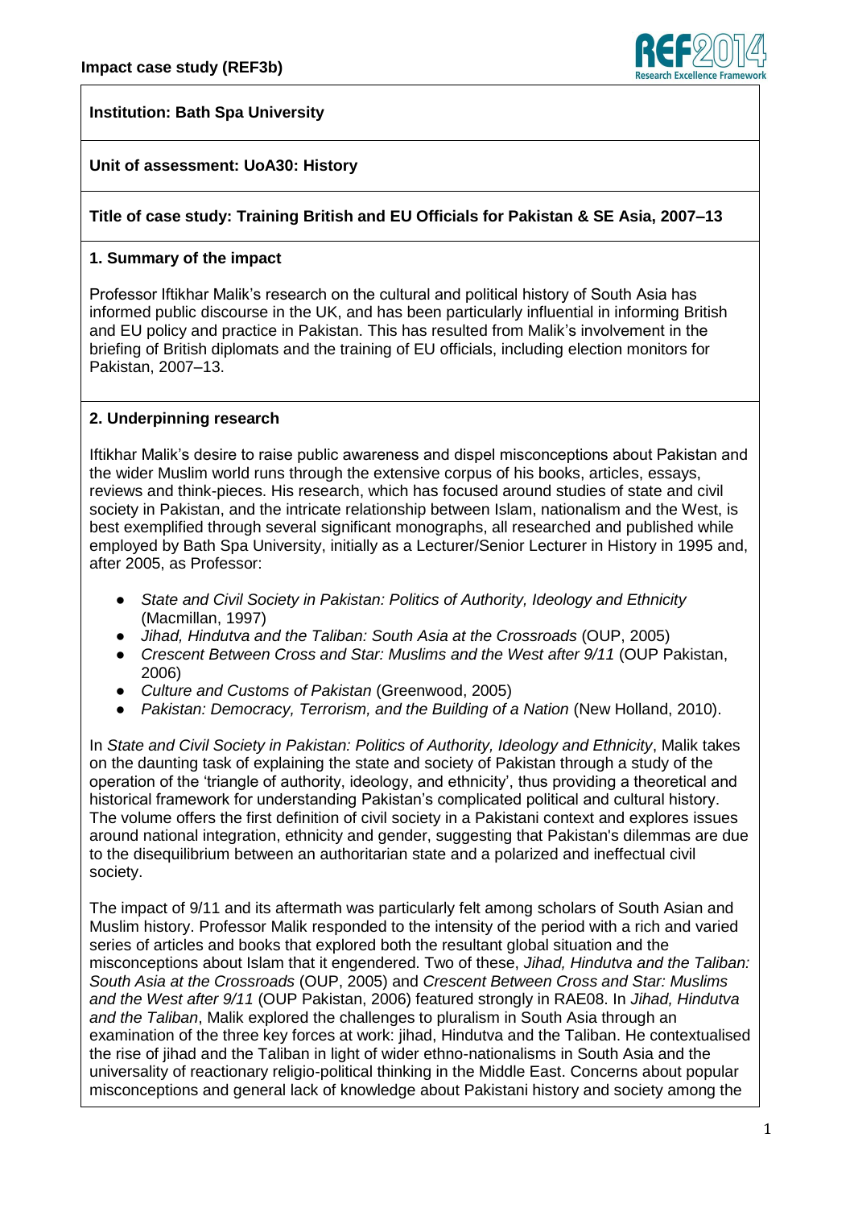**Impact case study (REF3b)**

**Institution: Bath Spa University**

**Unit of assessment: UoA30: History**

**Title of case study: Training British and EU Officials for Pakistan & SE Asia, 2007–13**

## 1. Summary of the impact

Professor Iftikhar Malik's research on the cultural and political history of South Asia has informed public discourse in the UK, and has been particularly influential in informing British and EU policy and practice in Pakistan. This has resulted from Malik's involvement in the briefing of British diplomats and the training of EU officials, including election monitors for Pakistan, 2007–13.

## 2. Underpinning research

Iftikhar Malik's desire to raise public awareness and dispel misconceptions about Pakistan and the wider Muslim world runs through the extensive corpus of his books, articles, essays, reviews and think-pieces. His research, which has focused around studies of state and civil society in Pakistan, and the intricate relationship between Islam, nationalism and the West, is best exemplified through several significant monographs, all researched and published while employed by Bath Spa University, initially as a Lecturer/Senior Lecturer in History in 1995 and, after 2005, as Professor:

- *State and Civil Society in Pakistan: Politics of Authority, Ideology and Ethnicity* (Macmillan, 1997)
- *Jihad, Hindutva and the Taliban: South Asia at the Crossroads* (OUP, 2005)
- *Crescent Between Cross and Star: Muslims and the West after 9/11* (OUP Pakistan, 2006)
- *Culture and Customs of Pakistan* (Greenwood, 2005)
- *Pakistan: Democracy, Terrorism, and the Building of a Nation* (New Holland, 2010).

In *State and Civil Society in Pakistan: Politics of Authority, Ideology and Ethnicity*, Malik takes on the daunting task of explaining the state and society of Pakistan through a study of the operation of the 'triangle of authority, ideology, and ethnicity', thus providing a theoretical and historical framework for understanding Pakistan's complicated political and cultural history. The volume offers the first definition of civil society in a Pakistani context and explores issues around national integration, ethnicity and gender, suggesting that Pakistan's dilemmas are due to the disequilibrium between an authoritarian state and a polarized and ineffectual civil society.

The impact of 9/11 and its aftermath was particularly felt among scholars of South Asian and Muslim history. Professor Malik responded to the intensity of the period with a rich and varied series of articles and books that explored both the resultant global situation and the misconceptions about Islam that it engendered. Two of these, *Jihad, Hindutva and the Taliban: South Asia at the Crossroads* (OUP, 2005) and *Crescent Between Cross and Star: Muslims and the West after 9/11* (OUP Pakistan, 2006) featured strongly in RAE08. In *Jihad, Hindutva and the Taliban*, Malik explored the challenges to pluralism in South Asia through an examination of the three key forces at work: jihad, Hindutva and the Taliban. He contextualised the rise of jihad and the Taliban in light of wider ethno-nationalisms in South Asia and the universality of reactionary religio-political thinking in the Middle East. Concerns about popular misconceptions and general lack of knowledge about Pakistani history and society among the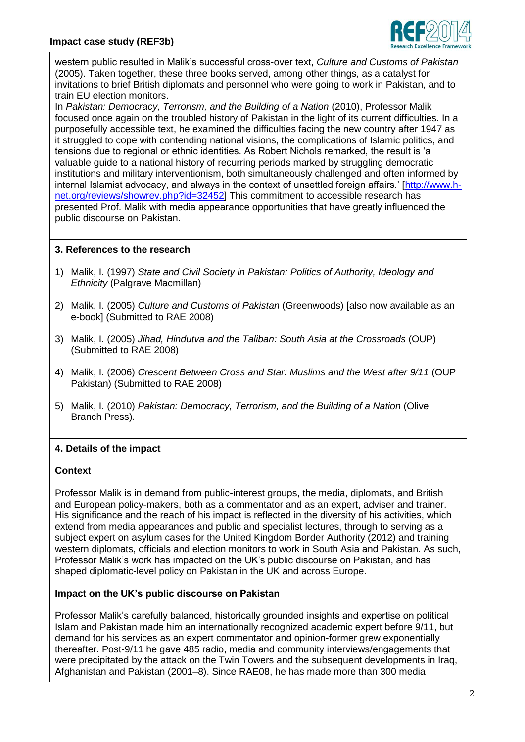western public resulted in Malik's successful cross-over text, *Culture and Customs of Pakistan* (2005). Taken together, these three books served, among other things, as a catalyst for invitations to brief British diplomats and personnel who were going to work in Pakistan, and to train EU election monitors.

In *Pakistan: Democracy, Terrorism, and the Building of a Nation* (2010), Professor Malik focused once again on the troubled history of Pakistan in the light of its current difficulties. In a purposefully accessible text, he examined the difficulties facing the new country after 1947 as it struggled to cope with contending national visions, the complications of Islamic politics, and tensions due to regional or ethnic identities. As Robert Nichols remarked, the result is 'a valuable guide to a national history of recurring periods marked by struggling democratic institutions and military interventionism, both simultaneously challenged and often informed by internal Islamist advocacy, and always in the context of unsettled foreign affairs.' [http://www.h-net.org/reviews/showrev.php?id=32452] This commitment to accessible research has presented Prof. Malik with media appearance opportunities that have greatly influenced the public discourse on Pakistan.

## 3. References to the research

1) Malik, I. (1997) *State and Civil Society in Pakistan: Politics of Authority, Ideology and Ethnicity* (Palgrave Macmillan)

2) Malik, I. (2005) *Culture and Customs of Pakistan* (Greenwoods) [also now available as an e-book] (Submitted to RAE 2008)

3) Malik, I. (2005) *Jihad, Hindutva and the Taliban: South Asia at the Crossroads* (OUP) (Submitted to RAE 2008)

4) Malik, I. (2006) *Crescent Between Cross and Star: Muslims and the West after 9/11* (OUP Pakistan) (Submitted to RAE 2008)

5) Malik, I. (2010) *Pakistan: Democracy, Terrorism, and the Building of a Nation* (Olive Branch Press).

## 4. Details of the impact

### Context

Professor Malik is in demand from public-interest groups, the media, diplomats, and British and European policy-makers, both as a commentator and as an expert, adviser and trainer. His significance and the reach of his impact is reflected in the diversity of his activities, which extend from media appearances and public and specialist lectures, through to serving as a subject expert on asylum cases for the United Kingdom Border Authority (2012) and training western diplomats, officials and election monitors to work in South Asia and Pakistan. As such, Professor Malik's work has impacted on the UK's public discourse on Pakistan, and has shaped diplomatic-level policy on Pakistan in the UK and across Europe.

### Impact on the UK's public discourse on Pakistan

Professor Malik's carefully balanced, historically grounded insights and expertise on political Islam and Pakistan made him an internationally recognized academic expert before 9/11, but demand for his services as an expert commentator and opinion-former grew exponentially thereafter. Post-9/11 he gave 485 radio, media and community interviews/engagements that were precipitated by the attack on the Twin Towers and the subsequent developments in Iraq, Afghanistan and Pakistan (2001–8). Since RAE08, he has made more than 300 media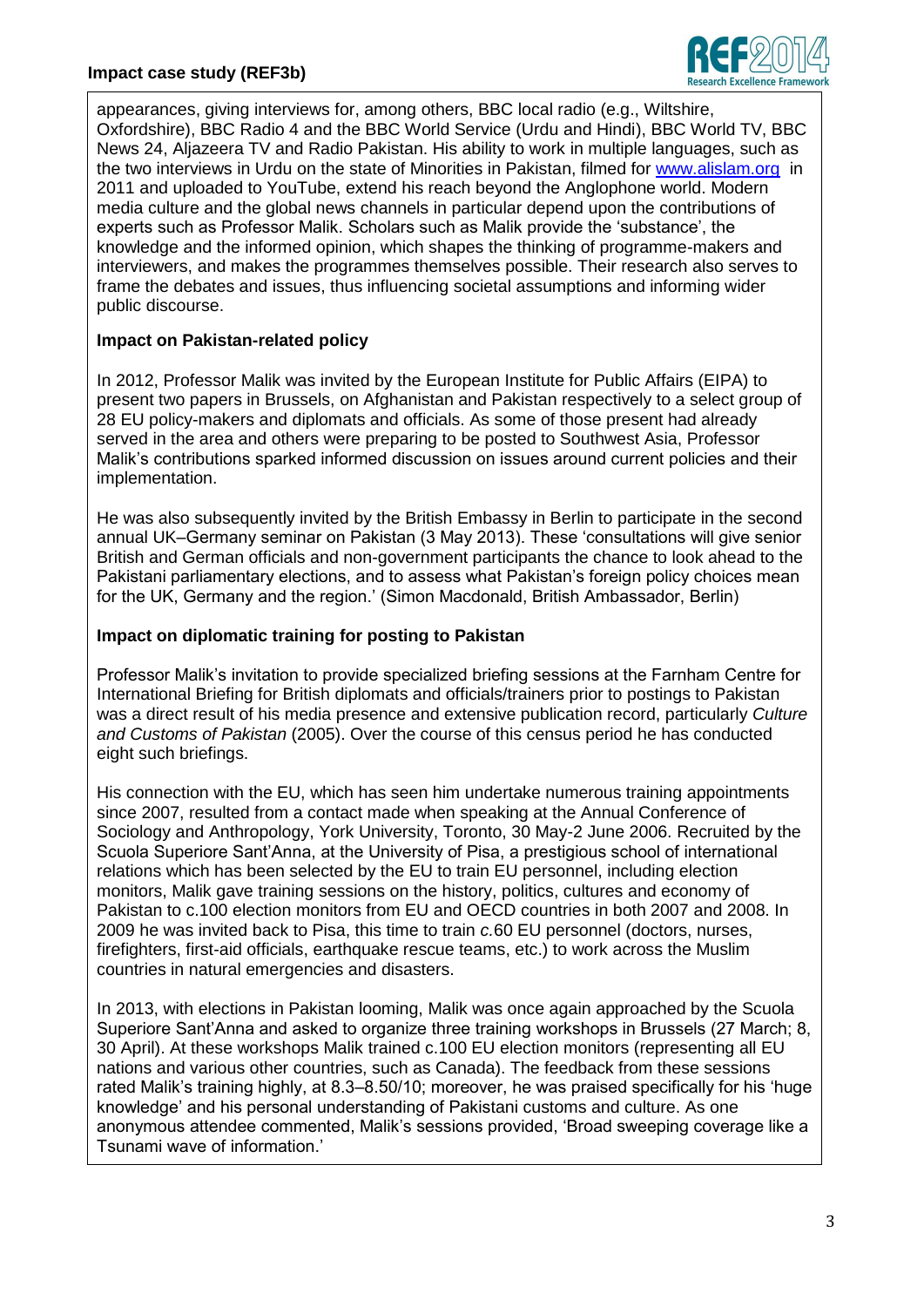appearances, giving interviews for, among others, BBC local radio (e.g., Wiltshire, Oxfordshire), BBC Radio 4 and the BBC World Service (Urdu and Hindi), BBC World TV, BBC News 24, Aljazeera TV and Radio Pakistan. His ability to work in multiple languages, such as the two interviews in Urdu on the state of Minorities in Pakistan, filmed for www.alislam.org in 2011 and uploaded to YouTube, extend his reach beyond the Anglophone world. Modern media culture and the global news channels in particular depend upon the contributions of experts such as Professor Malik. Scholars such as Malik provide the 'substance', the knowledge and the informed opinion, which shapes the thinking of programme-makers and interviewers, and makes the programmes themselves possible. Their research also serves to frame the debates and issues, thus influencing societal assumptions and informing wider public discourse.

**Impact on Pakistan-related policy**

In 2012, Professor Malik was invited by the European Institute for Public Affairs (EIPA) to present two papers in Brussels, on Afghanistan and Pakistan respectively to a select group of 28 EU policy-makers and diplomats and officials. As some of those present had already served in the area and others were preparing to be posted to Southwest Asia, Professor Malik's contributions sparked informed discussion on issues around current policies and their implementation.

He was also subsequently invited by the British Embassy in Berlin to participate in the second annual UK–Germany seminar on Pakistan (3 May 2013). These 'consultations will give senior British and German officials and non-government participants the chance to look ahead to the Pakistani parliamentary elections, and to assess what Pakistan's foreign policy choices mean for the UK, Germany and the region.' (Simon Macdonald, British Ambassador, Berlin)

**Impact on diplomatic training for posting to Pakistan**

Professor Malik's invitation to provide specialized briefing sessions at the Farnham Centre for International Briefing for British diplomats and officials/trainers prior to postings to Pakistan was a direct result of his media presence and extensive publication record, particularly *Culture and Customs of Pakistan* (2005). Over the course of this census period he has conducted eight such briefings.

His connection with the EU, which has seen him undertake numerous training appointments since 2007, resulted from a contact made when speaking at the Annual Conference of Sociology and Anthropology, York University, Toronto, 30 May-2 June 2006. Recruited by the Scuola Superiore Sant'Anna, at the University of Pisa, a prestigious school of international relations which has been selected by the EU to train EU personnel, including election monitors, Malik gave training sessions on the history, politics, cultures and economy of Pakistan to c.100 election monitors from EU and OECD countries in both 2007 and 2008. In 2009 he was invited back to Pisa, this time to train *c.*60 EU personnel (doctors, nurses, firefighters, first-aid officials, earthquake rescue teams, etc.) to work across the Muslim countries in natural emergencies and disasters.

In 2013, with elections in Pakistan looming, Malik was once again approached by the Scuola Superiore Sant'Anna and asked to organize three training workshops in Brussels (27 March; 8, 30 April). At these workshops Malik trained c.100 EU election monitors (representing all EU nations and various other countries, such as Canada). The feedback from these sessions rated Malik's training highly, at 8.3–8.50/10; moreover, he was praised specifically for his 'huge knowledge' and his personal understanding of Pakistani customs and culture. As one anonymous attendee commented, Malik's sessions provided, 'Broad sweeping coverage like a Tsunami wave of information.'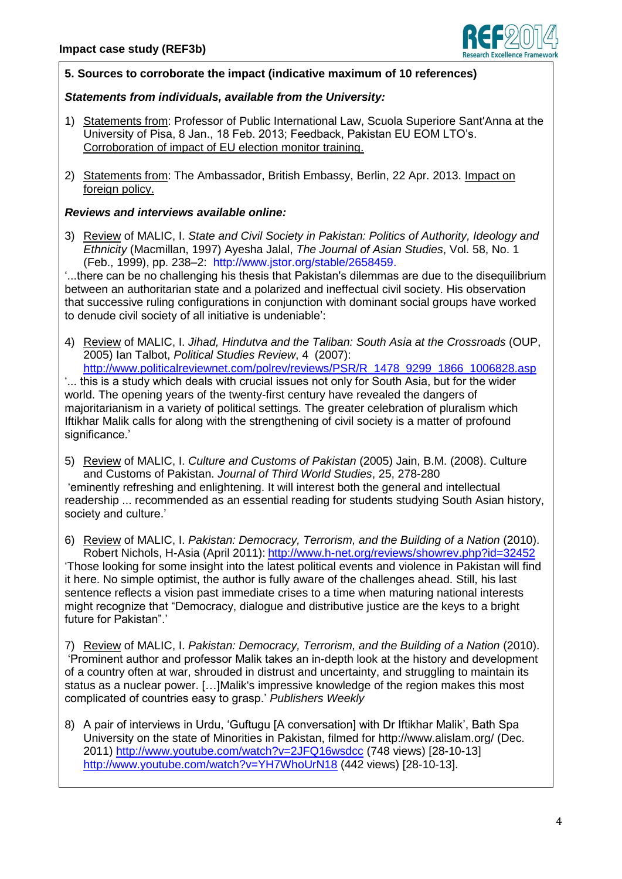### 5. Sources to corroborate the impact (indicative maximum of 10 references)

***Statements from individuals, available from the University:***

1) Statements from: Professor of Public International Law, Scuola Superiore Sant'Anna at the University of Pisa, 8 Jan., 18 Feb. 2013; Feedback, Pakistan EU EOM LTO's. Corroboration of impact of EU election monitor training.

2) Statements from: The Ambassador, British Embassy, Berlin, 22 Apr. 2013. Impact on foreign policy.

***Reviews and interviews available online:***

3) Review of MALIC, I. *State and Civil Society in Pakistan: Politics of Authority, Ideology and Ethnicity* (Macmillan, 1997) Ayesha Jalal, *The Journal of Asian Studies*, Vol. 58, No. 1 (Feb., 1999), pp. 238–2: http://www.jstor.org/stable/2658459.

'...there can be no challenging his thesis that Pakistan's dilemmas are due to the disequilibrium between an authoritarian state and a polarized and ineffectual civil society. His observation that successive ruling configurations in conjunction with dominant social groups have worked to denude civil society of all initiative is undeniable':

4) Review of MALIC, I. *Jihad, Hindutva and the Taliban: South Asia at the Crossroads* (OUP, 2005) Ian Talbot, *Political Studies Review*, 4 (2007): http://www.politicalreviewnet.com/polrev/reviews/PSR/R_1478_9299_1866_1006828.asp

'... this is a study which deals with crucial issues not only for South Asia, but for the wider world. The opening years of the twenty-first century have revealed the dangers of majoritarianism in a variety of political settings. The greater celebration of pluralism which Iftikhar Malik calls for along with the strengthening of civil society is a matter of profound significance.'

5) Review of MALIC, I. *Culture and Customs of Pakistan* (2005) Jain, B.M. (2008). Culture and Customs of Pakistan. *Journal of Third World Studies*, 25, 278-280

'eminently refreshing and enlightening. It will interest both the general and intellectual readership ... recommended as an essential reading for students studying South Asian history, society and culture.'

6) Review of MALIC, I. *Pakistan: Democracy, Terrorism, and the Building of a Nation* (2010). Robert Nichols, H-Asia (April 2011): http://www.h-net.org/reviews/showrev.php?id=32452

'Those looking for some insight into the latest political events and violence in Pakistan will find it here. No simple optimist, the author is fully aware of the challenges ahead. Still, his last sentence reflects a vision past immediate crises to a time when maturing national interests might recognize that "Democracy, dialogue and distributive justice are the keys to a bright future for Pakistan".'

7) Review of MALIC, I. *Pakistan: Democracy, Terrorism, and the Building of a Nation* (2010).

'Prominent author and professor Malik takes an in-depth look at the history and development of a country often at war, shrouded in distrust and uncertainty, and struggling to maintain its status as a nuclear power. [...]Malik's impressive knowledge of the region makes this most complicated of countries easy to grasp.' *Publishers Weekly*

8) A pair of interviews in Urdu, 'Guftugu [A conversation] with Dr Iftikhar Malik', Bath Spa University on the state of Minorities in Pakistan, filmed for http://www.alislam.org/ (Dec. 2011) http://www.youtube.com/watch?v=2JFQ16wsdcc (748 views) [28-10-13] http://www.youtube.com/watch?v=YH7WhoUrN18 (442 views) [28-10-13].